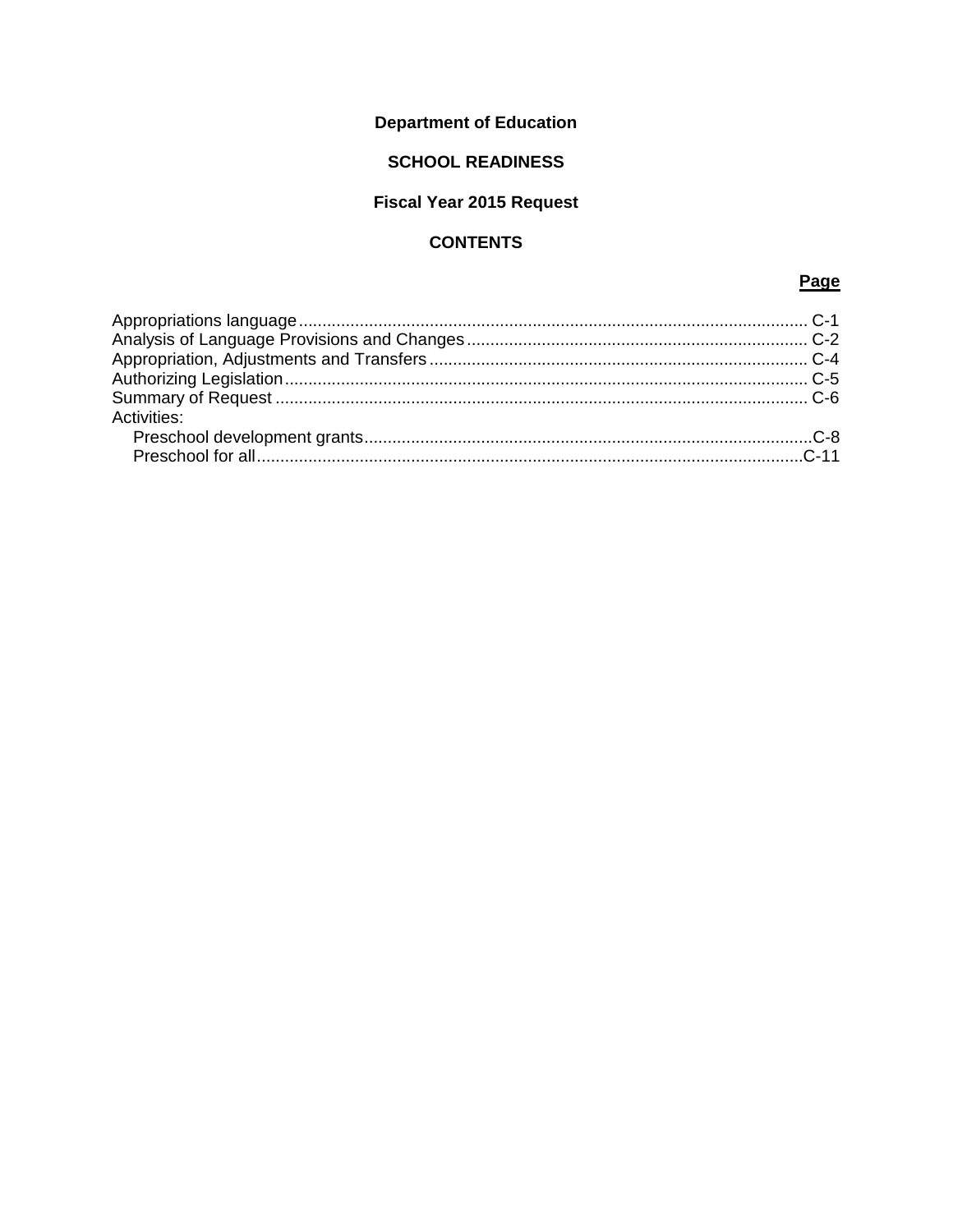**Department of Education**

**SCHOOL READINESS**

**Fiscal Year 2015 Request**

**CONTENTS**

| | Page |
|---|---|
| Appropriations language | C-1 |
| Analysis of Language Provisions and Changes | C-2 |
| Appropriation, Adjustments and Transfers | C-4 |
| Authorizing Legislation | C-5 |
| Summary of Request | C-6 |
| Activities: | |
| Preschool development grants | C-8 |
| Preschool for all | C-11 |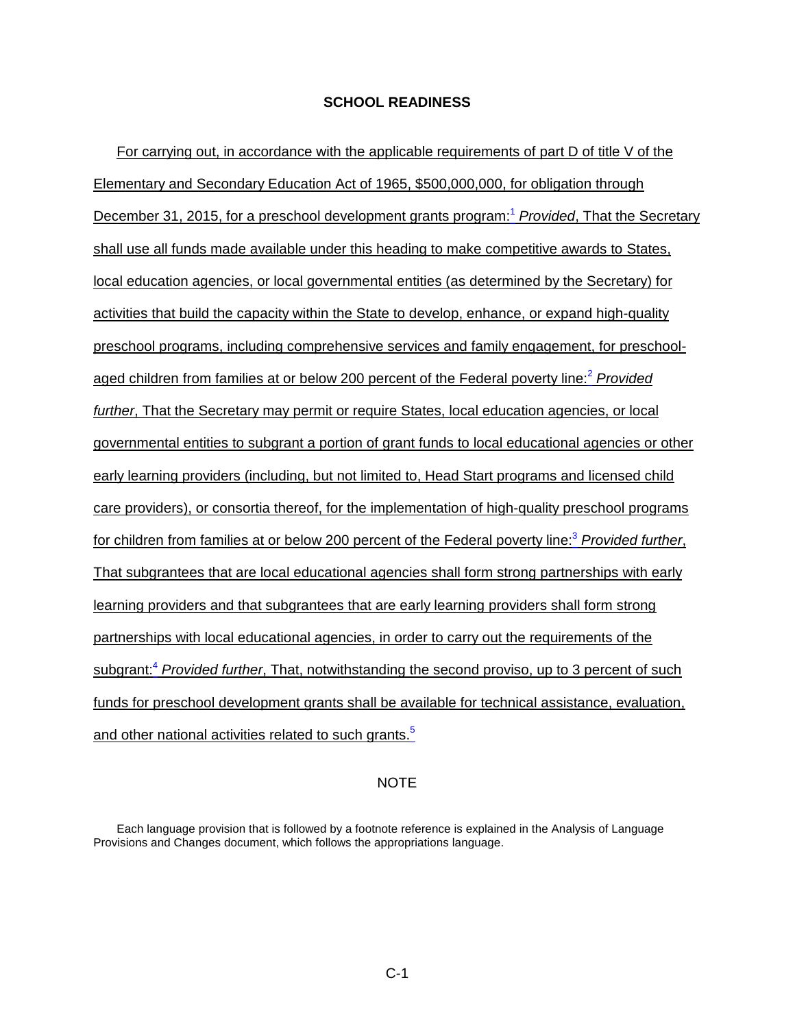## SCHOOL READINESS

For carrying out, in accordance with the applicable requirements of part D of title V of the Elementary and Secondary Education Act of 1965, $500,000,000, for obligation through December 31, 2015, for a preschool development grants program:[1] *Provided*, That the Secretary shall use all funds made available under this heading to make competitive awards to States, local education agencies, or local governmental entities (as determined by the Secretary) for activities that build the capacity within the State to develop, enhance, or expand high-quality preschool programs, including comprehensive services and family engagement, for preschool-aged children from families at or below 200 percent of the Federal poverty line:[2] *Provided further*, That the Secretary may permit or require States, local education agencies, or local governmental entities to subgrant a portion of grant funds to local educational agencies or other early learning providers (including, but not limited to, Head Start programs and licensed child care providers), or consortia thereof, for the implementation of high-quality preschool programs for children from families at or below 200 percent of the Federal poverty line:[3] *Provided further*, That subgrantees that are local educational agencies shall form strong partnerships with early learning providers and that subgrantees that are early learning providers shall form strong partnerships with local educational agencies, in order to carry out the requirements of the subgrant:[4] *Provided further*, That, notwithstanding the second proviso, up to 3 percent of such funds for preschool development grants shall be available for technical assistance, evaluation, and other national activities related to such grants.[5]

NOTE

Each language provision that is followed by a footnote reference is explained in the Analysis of Language Provisions and Changes document, which follows the appropriations language.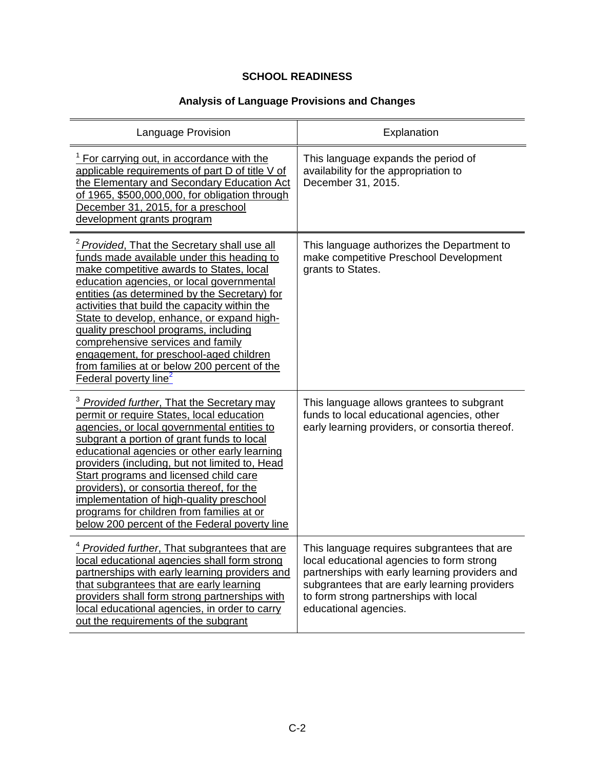**SCHOOL READINESS**

**Analysis of Language Provisions and Changes**

| Language Provision | Explanation |
|---|---|
| [1] For carrying out, in accordance with the applicable requirements of part D of title V of the Elementary and Secondary Education Act of 1965, $500,000,000, for obligation through December 31, 2015, for a preschool development grants program | This language expands the period of availability for the appropriation to December 31, 2015. |
| [2] *Provided*, That the Secretary shall use all funds made available under this heading to make competitive awards to States, local education agencies, or local governmental entities (as determined by the Secretary) for activities that build the capacity within the State to develop, enhance, or expand high-quality preschool programs, including comprehensive services and family engagement, for preschool-aged children from families at or below 200 percent of the Federal poverty line[2] | This language authorizes the Department to make competitive Preschool Development grants to States. |
| [3] *Provided further*, That the Secretary may permit or require States, local education agencies, or local governmental entities to subgrant a portion of grant funds to local educational agencies or other early learning providers (including, but not limited to, Head Start programs and licensed child care providers), or consortia thereof, for the implementation of high-quality preschool programs for children from families at or below 200 percent of the Federal poverty line | This language allows grantees to subgrant funds to local educational agencies, other early learning providers, or consortia thereof. |
| [4] *Provided further*, That subgrantees that are local educational agencies shall form strong partnerships with early learning providers and that subgrantees that are early learning providers shall form strong partnerships with local educational agencies, in order to carry out the requirements of the subgrant | This language requires subgrantees that are local educational agencies to form strong partnerships with early learning providers and subgrantees that are early learning providers to form strong partnerships with local educational agencies. |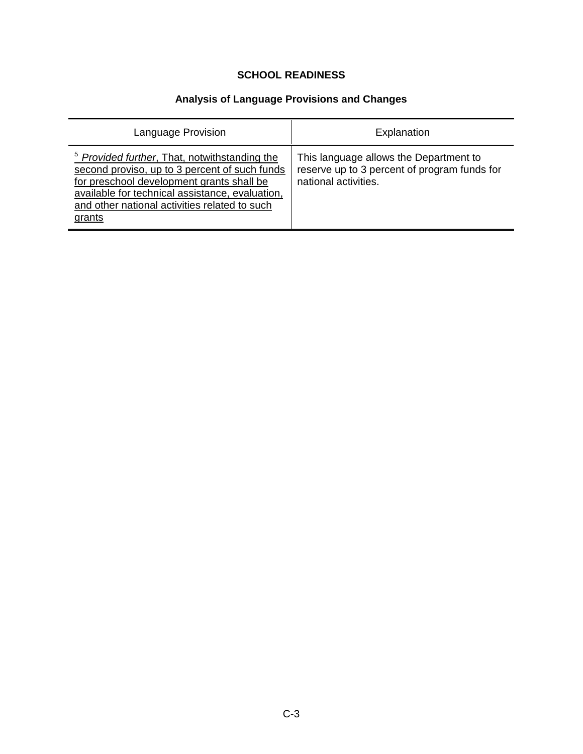## SCHOOL READINESS

### Analysis of Language Provisions and Changes

| Language Provision | Explanation |
| --- | --- |
| [5] *Provided further*, That, notwithstanding the second proviso, up to 3 percent of such funds for preschool development grants shall be available for technical assistance, evaluation, and other national activities related to such grants | This language allows the Department to reserve up to 3 percent of program funds for national activities. |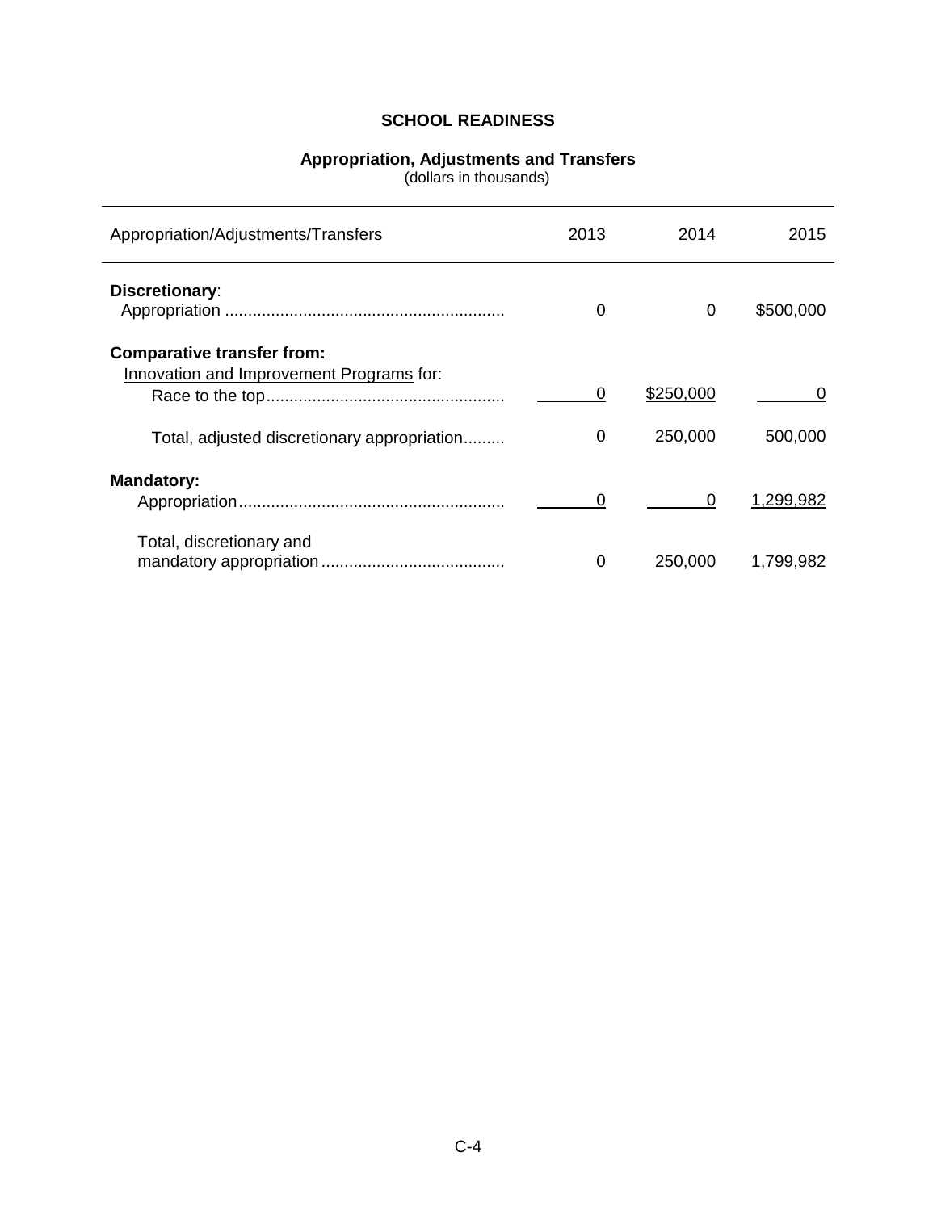# SCHOOL READINESS

## Appropriation, Adjustments and Transfers

(dollars in thousands)

| Appropriation/Adjustments/Transfers | 2013 | 2014 | 2015 |
|---|---|---|---|
| **Discretionary**: | | | |
| Appropriation | 0 | 0 | $500,000 |
| **Comparative transfer from:** | | | |
| Innovation and Improvement Programs for: | | | |
| Race to the top | 0 | $250,000 | 0 |
| Total, adjusted discretionary appropriation | 0 | 250,000 | 500,000 |
| **Mandatory:** | | | |
| Appropriation | 0 | 0 | 1,299,982 |
| Total, discretionary and mandatory appropriation | 0 | 250,000 | 1,799,982 |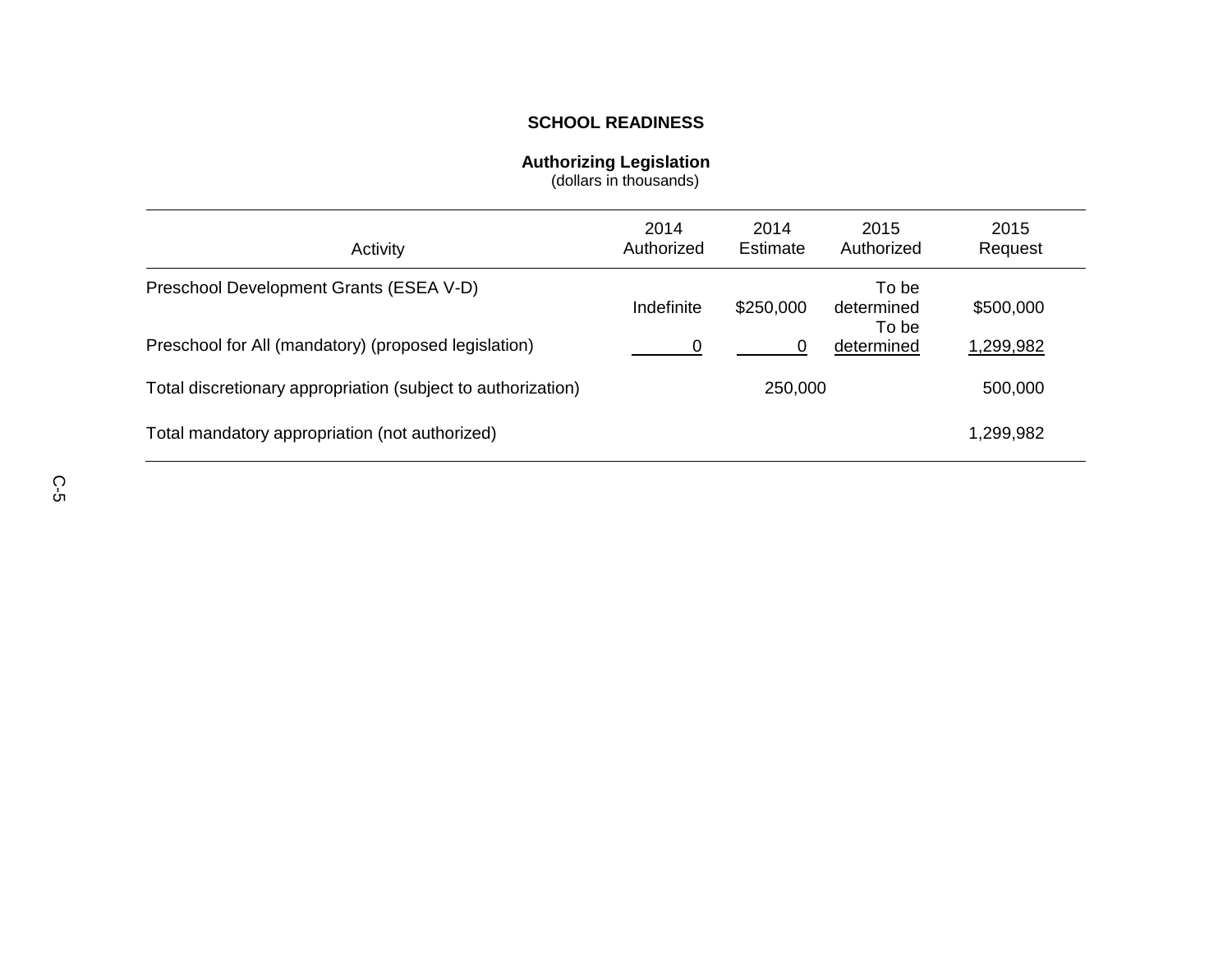# SCHOOL READINESS

## Authorizing Legislation

(dollars in thousands)

| Activity | 2014 Authorized | 2014 Estimate | 2015 Authorized | 2015 Request |
|---|---|---|---|---|
| Preschool Development Grants (ESEA V-D) | Indefinite | $250,000 | To be determined | $500,000 |
| Preschool for All (mandatory) (proposed legislation) | 0 | 0 | To be determined | 1,299,982 |
| Total discretionary appropriation (subject to authorization) | | 250,000 | | 500,000 |
| Total mandatory appropriation (not authorized) | | | | 1,299,982 |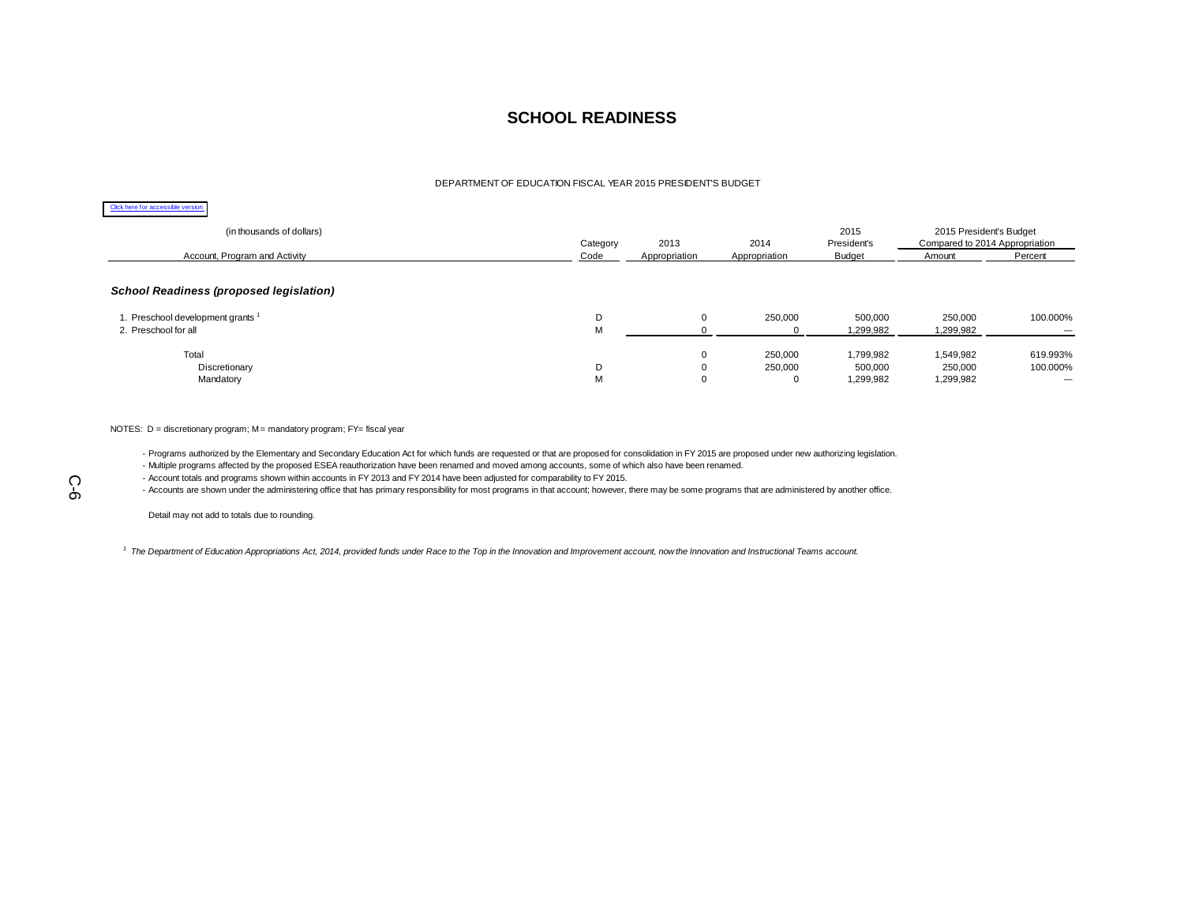# SCHOOL READINESS

DEPARTMENT OF EDUCATION FISCAL YEAR 2015 PRESIDENT'S BUDGET

Click here for accessible version

| (in thousands of dollars) Account, Program and Activity | Category Code | 2013 Appropriation | 2014 Appropriation | 2015 President's Budget | 2015 President's Budget Compared to 2014 Appropriation Amount | Percent |
|---|---|---|---|---|---|---|
| ***School Readiness (proposed legislation)*** | | | | | | |
| 1. Preschool development grants [1] | D | 0 | 250,000 | 500,000 | 250,000 | 100.000% |
| 2. Preschool for all | M | 0 | 0 | 1,299,982 | 1,299,982 | --- |
| Total | | 0 | 250,000 | 1,799,982 | 1,549,982 | 619.993% |
| Discretionary | D | 0 | 250,000 | 500,000 | 250,000 | 100.000% |
| Mandatory | M | 0 | 0 | 1,299,982 | 1,299,982 | --- |

NOTES: D = discretionary program; M = mandatory program; FY= fiscal year

- Programs authorized by the Elementary and Secondary Education Act for which funds are requested or that are proposed for consolidation in FY 2015 are proposed under new authorizing legislation.
- Multiple programs affected by the proposed ESEA reauthorization have been renamed and moved among accounts, some of which also have been renamed.
- Account totals and programs shown within accounts in FY 2013 and FY 2014 have been adjusted for comparability to FY 2015.
- Accounts are shown under the administering office that has primary responsibility for most programs in that account; however, there may be some programs that are administered by another office.

Detail may not add to totals due to rounding.

[1] *The Department of Education Appropriations Act, 2014, provided funds under Race to the Top in the Innovation and Improvement account, now the Innovation and Instructional Teams account.*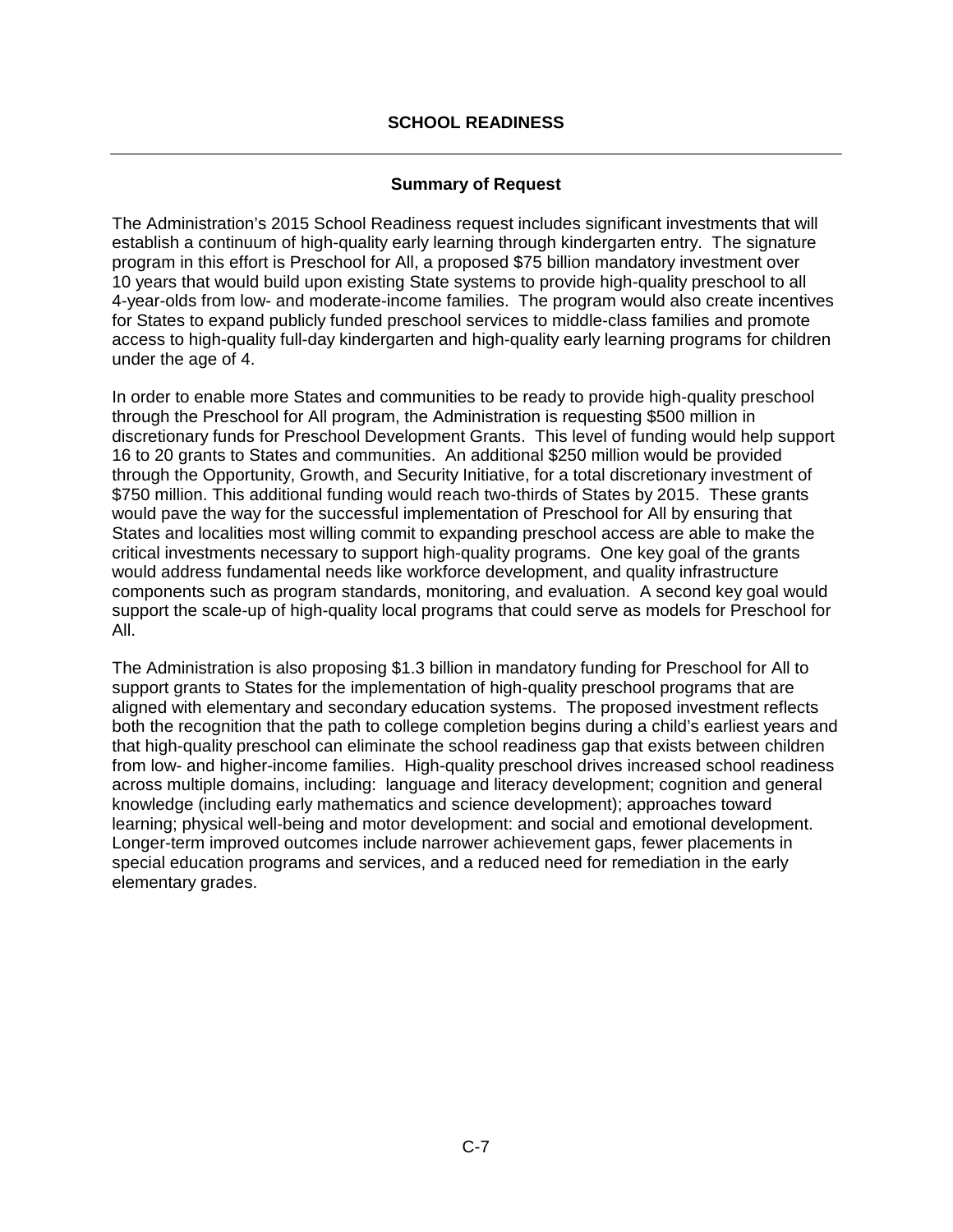# SCHOOL READINESS

---

## Summary of Request

The Administration's 2015 School Readiness request includes significant investments that will establish a continuum of high-quality early learning through kindergarten entry. The signature program in this effort is Preschool for All, a proposed $75 billion mandatory investment over 10 years that would build upon existing State systems to provide high-quality preschool to all 4-year-olds from low- and moderate-income families. The program would also create incentives for States to expand publicly funded preschool services to middle-class families and promote access to high-quality full-day kindergarten and high-quality early learning programs for children under the age of 4.

In order to enable more States and communities to be ready to provide high-quality preschool through the Preschool for All program, the Administration is requesting $500 million in discretionary funds for Preschool Development Grants. This level of funding would help support 16 to 20 grants to States and communities. An additional $250 million would be provided through the Opportunity, Growth, and Security Initiative, for a total discretionary investment of $750 million. This additional funding would reach two-thirds of States by 2015. These grants would pave the way for the successful implementation of Preschool for All by ensuring that States and localities most willing commit to expanding preschool access are able to make the critical investments necessary to support high-quality programs. One key goal of the grants would address fundamental needs like workforce development, and quality infrastructure components such as program standards, monitoring, and evaluation. A second key goal would support the scale-up of high-quality local programs that could serve as models for Preschool for All.

The Administration is also proposing $1.3 billion in mandatory funding for Preschool for All to support grants to States for the implementation of high-quality preschool programs that are aligned with elementary and secondary education systems. The proposed investment reflects both the recognition that the path to college completion begins during a child's earliest years and that high-quality preschool can eliminate the school readiness gap that exists between children from low- and higher-income families. High-quality preschool drives increased school readiness across multiple domains, including: language and literacy development; cognition and general knowledge (including early mathematics and science development); approaches toward learning; physical well-being and motor development: and social and emotional development. Longer-term improved outcomes include narrower achievement gaps, fewer placements in special education programs and services, and a reduced need for remediation in the early elementary grades.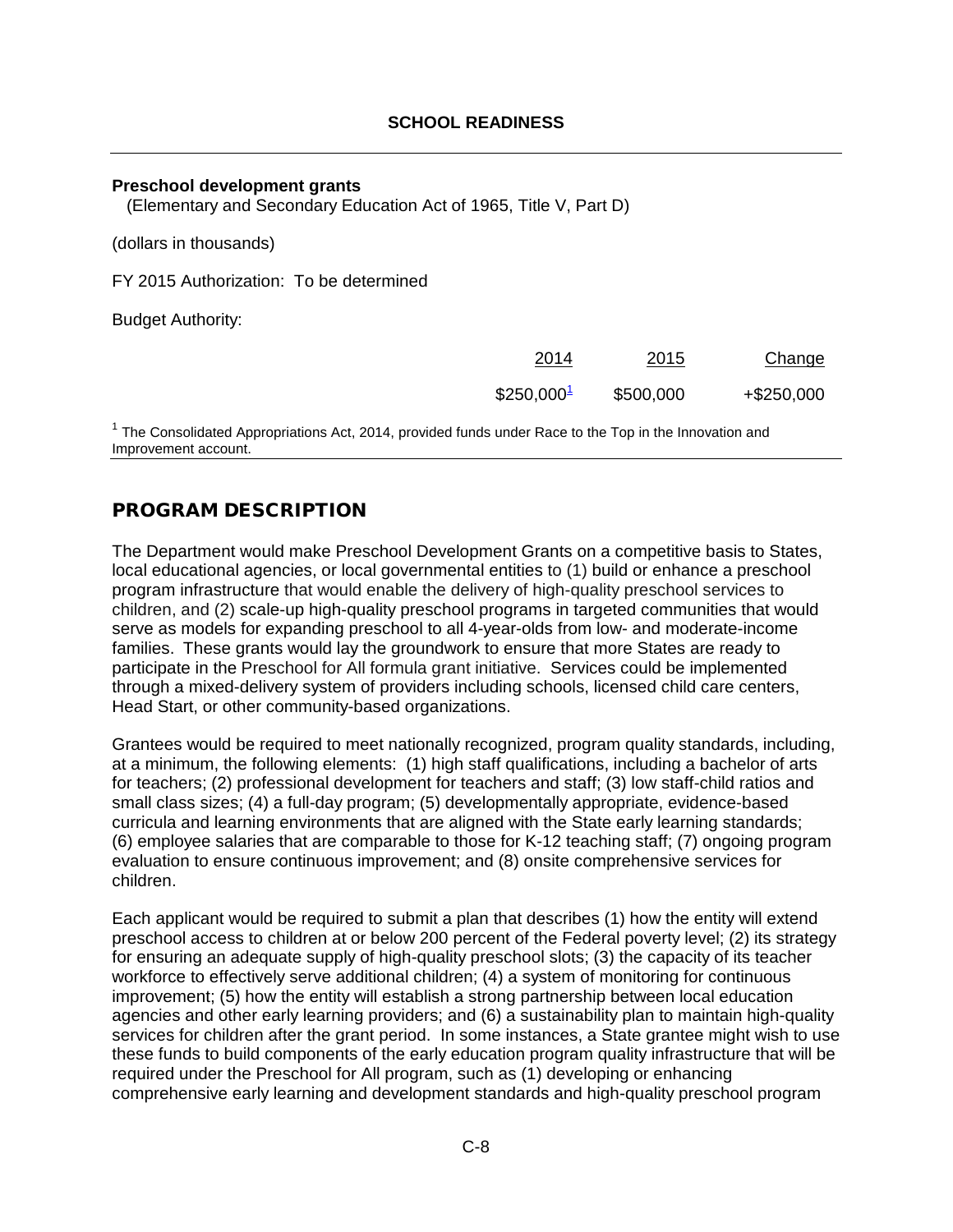## SCHOOL READINESS

**Preschool development grants**
(Elementary and Secondary Education Act of 1965, Title V, Part D)

(dollars in thousands)

FY 2015 Authorization: To be determined

Budget Authority:

| | 2014 | 2015 | Change |
|---|---|---|---|
| | $250,000[1] | $500,000 | +$250,000 |

[1] The Consolidated Appropriations Act, 2014, provided funds under Race to the Top in the Innovation and Improvement account.

## PROGRAM DESCRIPTION

The Department would make Preschool Development Grants on a competitive basis to States, local educational agencies, or local governmental entities to (1) build or enhance a preschool program infrastructure that would enable the delivery of high-quality preschool services to children, and (2) scale-up high-quality preschool programs in targeted communities that would serve as models for expanding preschool to all 4-year-olds from low- and moderate-income families. These grants would lay the groundwork to ensure that more States are ready to participate in the Preschool for All formula grant initiative. Services could be implemented through a mixed-delivery system of providers including schools, licensed child care centers, Head Start, or other community-based organizations.

Grantees would be required to meet nationally recognized, program quality standards, including, at a minimum, the following elements: (1) high staff qualifications, including a bachelor of arts for teachers; (2) professional development for teachers and staff; (3) low staff-child ratios and small class sizes; (4) a full-day program; (5) developmentally appropriate, evidence-based curricula and learning environments that are aligned with the State early learning standards; (6) employee salaries that are comparable to those for K-12 teaching staff; (7) ongoing program evaluation to ensure continuous improvement; and (8) onsite comprehensive services for children.

Each applicant would be required to submit a plan that describes (1) how the entity will extend preschool access to children at or below 200 percent of the Federal poverty level; (2) its strategy for ensuring an adequate supply of high-quality preschool slots; (3) the capacity of its teacher workforce to effectively serve additional children; (4) a system of monitoring for continuous improvement; (5) how the entity will establish a strong partnership between local education agencies and other early learning providers; and (6) a sustainability plan to maintain high-quality services for children after the grant period. In some instances, a State grantee might wish to use these funds to build components of the early education program quality infrastructure that will be required under the Preschool for All program, such as (1) developing or enhancing comprehensive early learning and development standards and high-quality preschool program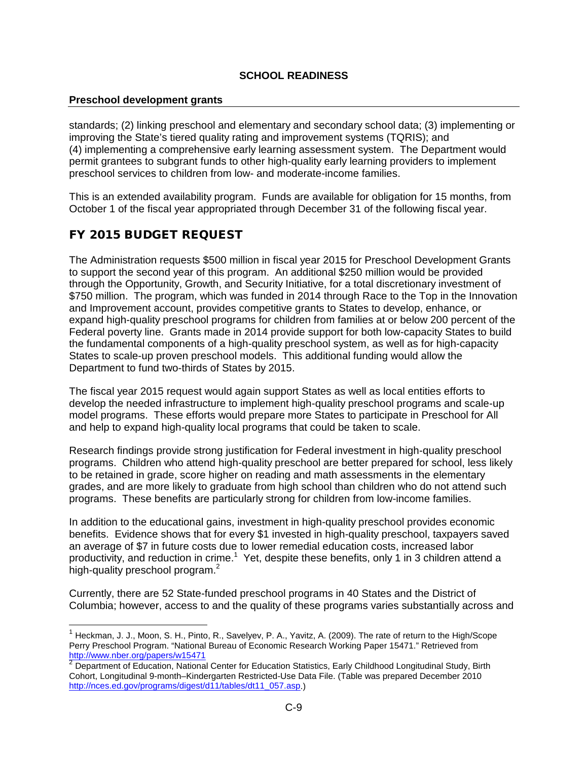standards; (2) linking preschool and elementary and secondary school data; (3) implementing or improving the State's tiered quality rating and improvement systems (TQRIS); and (4) implementing a comprehensive early learning assessment system. The Department would permit grantees to subgrant funds to other high-quality early learning providers to implement preschool services to children from low- and moderate-income families.

This is an extended availability program. Funds are available for obligation for 15 months, from October 1 of the fiscal year appropriated through December 31 of the following fiscal year.

## FY 2015 BUDGET REQUEST

The Administration requests $500 million in fiscal year 2015 for Preschool Development Grants to support the second year of this program. An additional $250 million would be provided through the Opportunity, Growth, and Security Initiative, for a total discretionary investment of $750 million. The program, which was funded in 2014 through Race to the Top in the Innovation and Improvement account, provides competitive grants to States to develop, enhance, or expand high-quality preschool programs for children from families at or below 200 percent of the Federal poverty line. Grants made in 2014 provide support for both low-capacity States to build the fundamental components of a high-quality preschool system, as well as for high-capacity States to scale-up proven preschool models. This additional funding would allow the Department to fund two-thirds of States by 2015.

The fiscal year 2015 request would again support States as well as local entities efforts to develop the needed infrastructure to implement high-quality preschool programs and scale-up model programs. These efforts would prepare more States to participate in Preschool for All and help to expand high-quality local programs that could be taken to scale.

Research findings provide strong justification for Federal investment in high-quality preschool programs. Children who attend high-quality preschool are better prepared for school, less likely to be retained in grade, score higher on reading and math assessments in the elementary grades, and are more likely to graduate from high school than children who do not attend such programs. These benefits are particularly strong for children from low-income families.

In addition to the educational gains, investment in high-quality preschool provides economic benefits. Evidence shows that for every $1 invested in high-quality preschool, taxpayers saved an average of $7 in future costs due to lower remedial education costs, increased labor productivity, and reduction in crime.[1] Yet, despite these benefits, only 1 in 3 children attend a high-quality preschool program.[2]

Currently, there are 52 State-funded preschool programs in 40 States and the District of Columbia; however, access to and the quality of these programs varies substantially across and

---

[1] Heckman, J. J., Moon, S. H., Pinto, R., Savelyev, P. A., Yavitz, A. (2009). The rate of return to the High/Scope Perry Preschool Program. "National Bureau of Economic Research Working Paper 15471." Retrieved from http://www.nber.org/papers/w15471

[2] Department of Education, National Center for Education Statistics, Early Childhood Longitudinal Study, Birth Cohort, Longitudinal 9-month–Kindergarten Restricted-Use Data File. (Table was prepared December 2010 http://nces.ed.gov/programs/digest/d11/tables/dt11_057.asp.)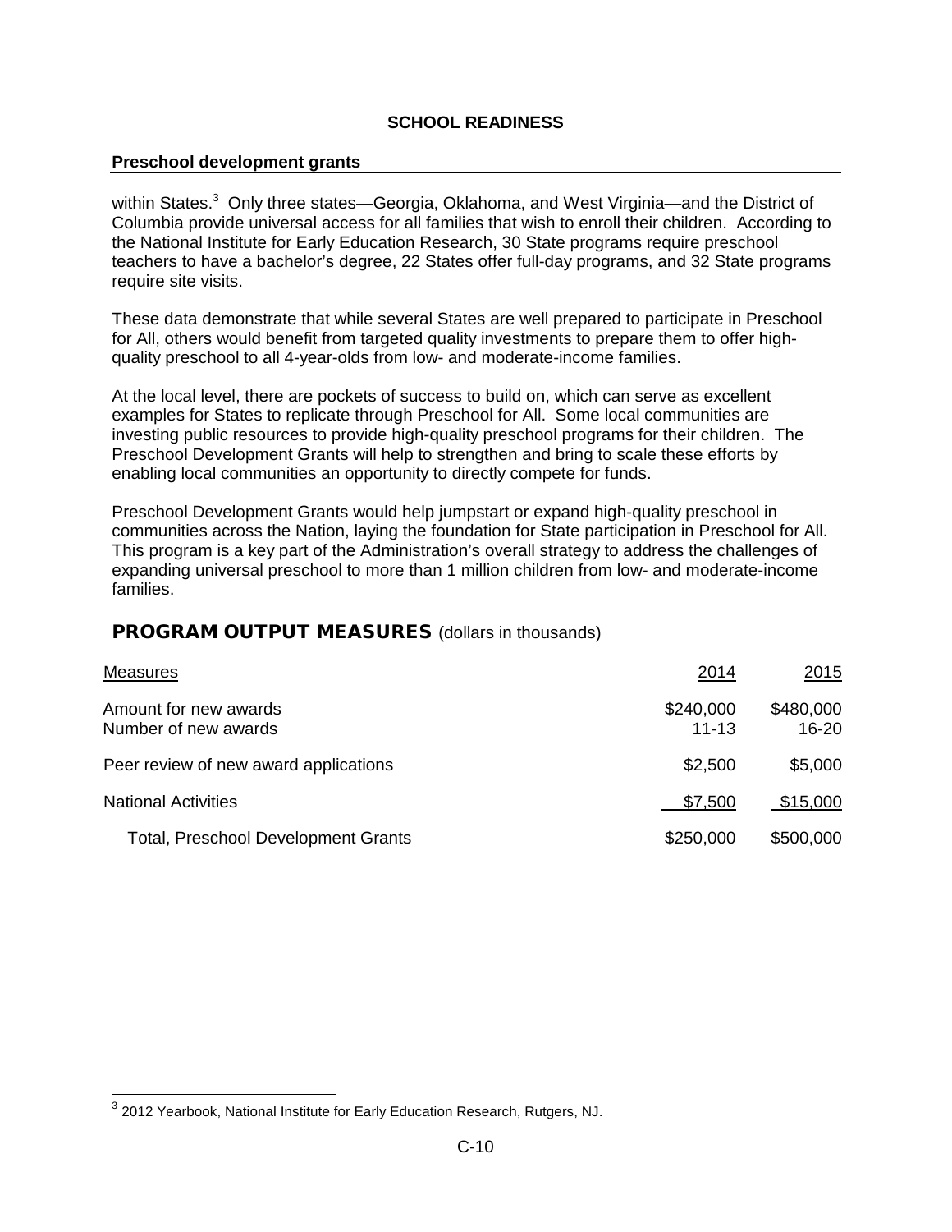### Preschool development grants

within States.[3] Only three states—Georgia, Oklahoma, and West Virginia—and the District of Columbia provide universal access for all families that wish to enroll their children. According to the National Institute for Early Education Research, 30 State programs require preschool teachers to have a bachelor's degree, 22 States offer full-day programs, and 32 State programs require site visits.

These data demonstrate that while several States are well prepared to participate in Preschool for All, others would benefit from targeted quality investments to prepare them to offer high-quality preschool to all 4-year-olds from low- and moderate-income families.

At the local level, there are pockets of success to build on, which can serve as excellent examples for States to replicate through Preschool for All. Some local communities are investing public resources to provide high-quality preschool programs for their children. The Preschool Development Grants will help to strengthen and bring to scale these efforts by enabling local communities an opportunity to directly compete for funds.

Preschool Development Grants would help jumpstart or expand high-quality preschool in communities across the Nation, laying the foundation for State participation in Preschool for All. This program is a key part of the Administration's overall strategy to address the challenges of expanding universal preschool to more than 1 million children from low- and moderate-income families.

## PROGRAM OUTPUT MEASURES (dollars in thousands)

| Measures | 2014 | 2015 |
|---|---|---|
| Amount for new awards | $240,000 | $480,000 |
| Number of new awards | 11-13 | 16-20 |
| Peer review of new award applications | $2,500 | $5,000 |
| National Activities | $7,500 | $15,000 |
| Total, Preschool Development Grants | $250,000 | $500,000 |

[3] 2012 Yearbook, National Institute for Early Education Research, Rutgers, NJ.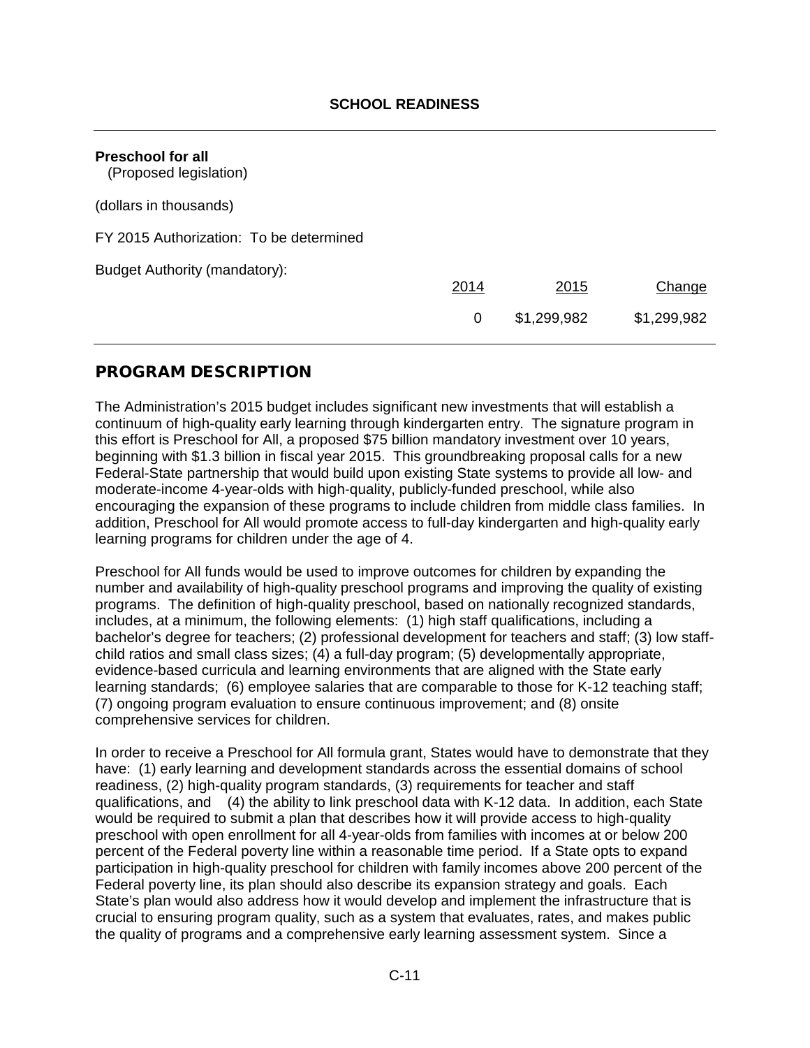**SCHOOL READINESS**

---

**Preschool for all**
(Proposed legislation)

(dollars in thousands)

FY 2015 Authorization: To be determined

Budget Authority (mandatory):

| | 2014 | 2015 | Change |
|---|---|---|---|
| | 0 | $1,299,982 | $1,299,982 |

---

## PROGRAM DESCRIPTION

The Administration's 2015 budget includes significant new investments that will establish a continuum of high-quality early learning through kindergarten entry. The signature program in this effort is Preschool for All, a proposed $75 billion mandatory investment over 10 years, beginning with $1.3 billion in fiscal year 2015. This groundbreaking proposal calls for a new Federal-State partnership that would build upon existing State systems to provide all low- and moderate-income 4-year-olds with high-quality, publicly-funded preschool, while also encouraging the expansion of these programs to include children from middle class families. In addition, Preschool for All would promote access to full-day kindergarten and high-quality early learning programs for children under the age of 4.

Preschool for All funds would be used to improve outcomes for children by expanding the number and availability of high-quality preschool programs and improving the quality of existing programs. The definition of high-quality preschool, based on nationally recognized standards, includes, at a minimum, the following elements: (1) high staff qualifications, including a bachelor's degree for teachers; (2) professional development for teachers and staff; (3) low staff-child ratios and small class sizes; (4) a full-day program; (5) developmentally appropriate, evidence-based curricula and learning environments that are aligned with the State early learning standards; (6) employee salaries that are comparable to those for K-12 teaching staff; (7) ongoing program evaluation to ensure continuous improvement; and (8) onsite comprehensive services for children.

In order to receive a Preschool for All formula grant, States would have to demonstrate that they have: (1) early learning and development standards across the essential domains of school readiness, (2) high-quality program standards, (3) requirements for teacher and staff qualifications, and (4) the ability to link preschool data with K-12 data. In addition, each State would be required to submit a plan that describes how it will provide access to high-quality preschool with open enrollment for all 4-year-olds from families with incomes at or below 200 percent of the Federal poverty line within a reasonable time period. If a State opts to expand participation in high-quality preschool for children with family incomes above 200 percent of the Federal poverty line, its plan should also describe its expansion strategy and goals. Each State's plan would also address how it would develop and implement the infrastructure that is crucial to ensuring program quality, such as a system that evaluates, rates, and makes public the quality of programs and a comprehensive early learning assessment system. Since a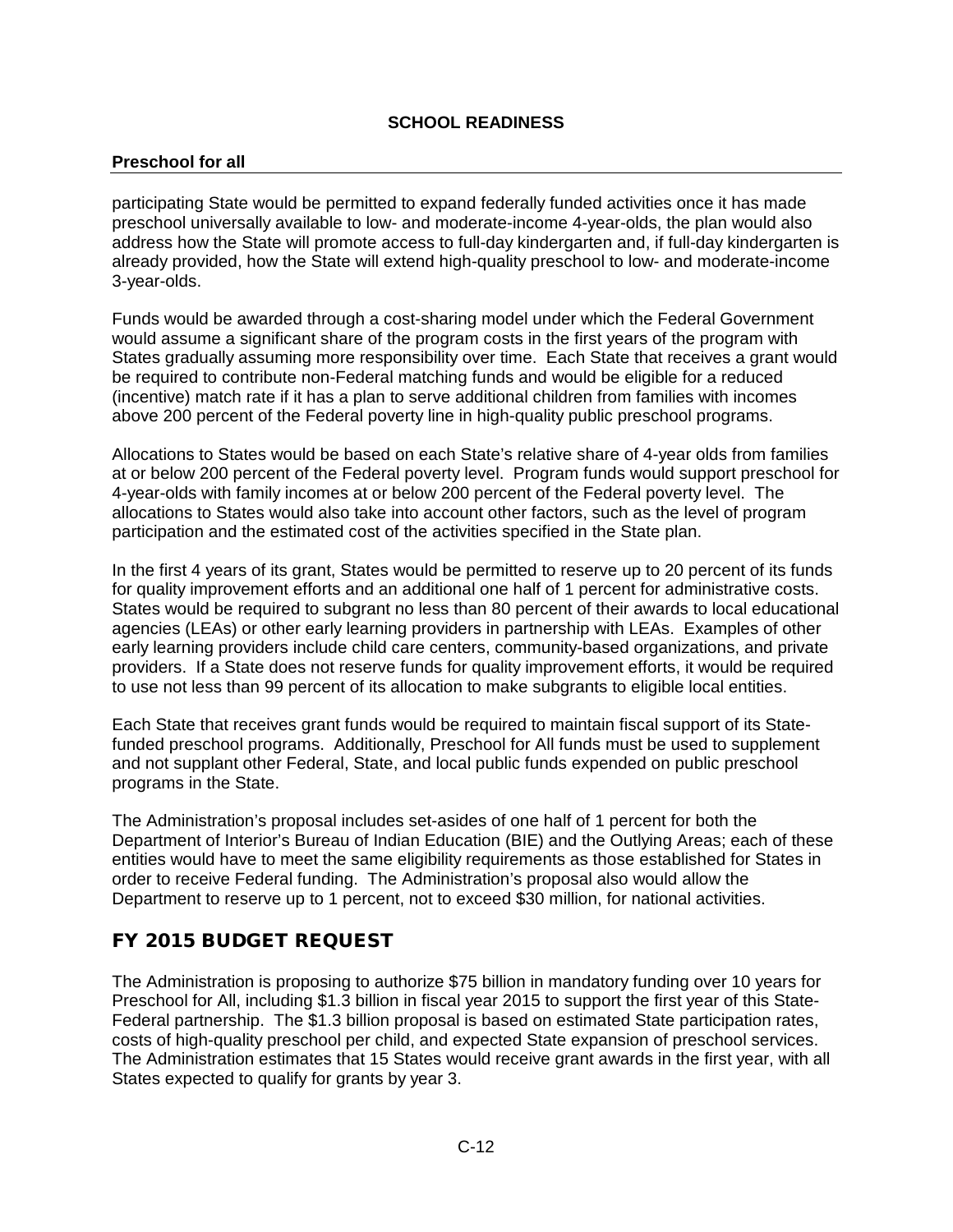## SCHOOL READINESS

### Preschool for all

participating State would be permitted to expand federally funded activities once it has made preschool universally available to low- and moderate-income 4-year-olds, the plan would also address how the State will promote access to full-day kindergarten and, if full-day kindergarten is already provided, how the State will extend high-quality preschool to low- and moderate-income 3-year-olds.

Funds would be awarded through a cost-sharing model under which the Federal Government would assume a significant share of the program costs in the first years of the program with States gradually assuming more responsibility over time. Each State that receives a grant would be required to contribute non-Federal matching funds and would be eligible for a reduced (incentive) match rate if it has a plan to serve additional children from families with incomes above 200 percent of the Federal poverty line in high-quality public preschool programs.

Allocations to States would be based on each State's relative share of 4-year olds from families at or below 200 percent of the Federal poverty level. Program funds would support preschool for 4-year-olds with family incomes at or below 200 percent of the Federal poverty level. The allocations to States would also take into account other factors, such as the level of program participation and the estimated cost of the activities specified in the State plan.

In the first 4 years of its grant, States would be permitted to reserve up to 20 percent of its funds for quality improvement efforts and an additional one half of 1 percent for administrative costs. States would be required to subgrant no less than 80 percent of their awards to local educational agencies (LEAs) or other early learning providers in partnership with LEAs. Examples of other early learning providers include child care centers, community-based organizations, and private providers. If a State does not reserve funds for quality improvement efforts, it would be required to use not less than 99 percent of its allocation to make subgrants to eligible local entities.

Each State that receives grant funds would be required to maintain fiscal support of its State-funded preschool programs. Additionally, Preschool for All funds must be used to supplement and not supplant other Federal, State, and local public funds expended on public preschool programs in the State.

The Administration's proposal includes set-asides of one half of 1 percent for both the Department of Interior's Bureau of Indian Education (BIE) and the Outlying Areas; each of these entities would have to meet the same eligibility requirements as those established for States in order to receive Federal funding. The Administration's proposal also would allow the Department to reserve up to 1 percent, not to exceed $30 million, for national activities.

## FY 2015 BUDGET REQUEST

The Administration is proposing to authorize $75 billion in mandatory funding over 10 years for Preschool for All, including $1.3 billion in fiscal year 2015 to support the first year of this State-Federal partnership. The $1.3 billion proposal is based on estimated State participation rates, costs of high-quality preschool per child, and expected State expansion of preschool services. The Administration estimates that 15 States would receive grant awards in the first year, with all States expected to qualify for grants by year 3.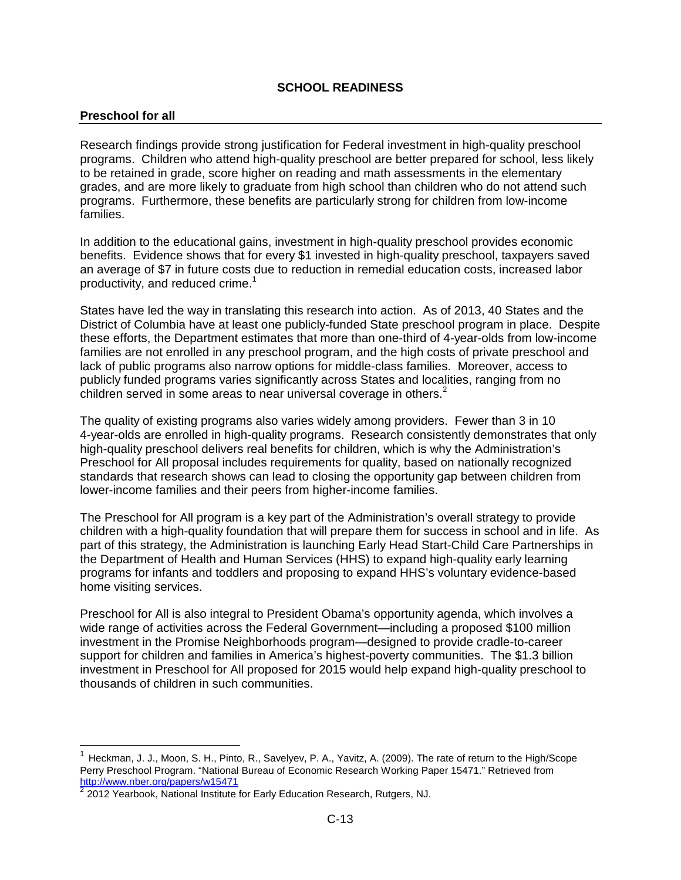# SCHOOL READINESS

## Preschool for all

Research findings provide strong justification for Federal investment in high-quality preschool programs. Children who attend high-quality preschool are better prepared for school, less likely to be retained in grade, score higher on reading and math assessments in the elementary grades, and are more likely to graduate from high school than children who do not attend such programs. Furthermore, these benefits are particularly strong for children from low-income families.

In addition to the educational gains, investment in high-quality preschool provides economic benefits. Evidence shows that for every $1 invested in high-quality preschool, taxpayers saved an average of $7 in future costs due to reduction in remedial education costs, increased labor productivity, and reduced crime.[1]

States have led the way in translating this research into action. As of 2013, 40 States and the District of Columbia have at least one publicly-funded State preschool program in place. Despite these efforts, the Department estimates that more than one-third of 4-year-olds from low-income families are not enrolled in any preschool program, and the high costs of private preschool and lack of public programs also narrow options for middle-class families. Moreover, access to publicly funded programs varies significantly across States and localities, ranging from no children served in some areas to near universal coverage in others.[2]

The quality of existing programs also varies widely among providers. Fewer than 3 in 10 4-year-olds are enrolled in high-quality programs. Research consistently demonstrates that only high-quality preschool delivers real benefits for children, which is why the Administration's Preschool for All proposal includes requirements for quality, based on nationally recognized standards that research shows can lead to closing the opportunity gap between children from lower-income families and their peers from higher-income families.

The Preschool for All program is a key part of the Administration's overall strategy to provide children with a high-quality foundation that will prepare them for success in school and in life. As part of this strategy, the Administration is launching Early Head Start-Child Care Partnerships in the Department of Health and Human Services (HHS) to expand high-quality early learning programs for infants and toddlers and proposing to expand HHS's voluntary evidence-based home visiting services.

Preschool for All is also integral to President Obama's opportunity agenda, which involves a wide range of activities across the Federal Government—including a proposed $100 million investment in the Promise Neighborhoods program—designed to provide cradle-to-career support for children and families in America's highest-poverty communities. The $1.3 billion investment in Preschool for All proposed for 2015 would help expand high-quality preschool to thousands of children in such communities.

---

[1] Heckman, J. J., Moon, S. H., Pinto, R., Savelyev, P. A., Yavitz, A. (2009). The rate of return to the High/Scope Perry Preschool Program. "National Bureau of Economic Research Working Paper 15471." Retrieved from http://www.nber.org/papers/w15471

[2] 2012 Yearbook, National Institute for Early Education Research, Rutgers, NJ.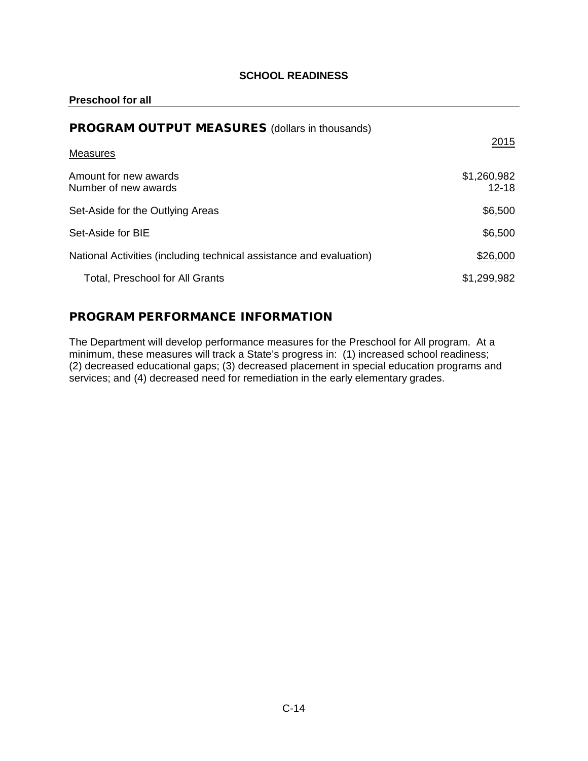### SCHOOL READINESS

**Preschool for all**

## PROGRAM OUTPUT MEASURES (dollars in thousands)

| Measures | 2015 |
|---|---|
| Amount for new awards | $1,260,982 |
| Number of new awards | 12-18 |
| Set-Aside for the Outlying Areas | $6,500 |
| Set-Aside for BIE | $6,500 |
| National Activities (including technical assistance and evaluation) | $26,000 |
| Total, Preschool for All Grants | $1,299,982 |

## PROGRAM PERFORMANCE INFORMATION

The Department will develop performance measures for the Preschool for All program. At a minimum, these measures will track a State's progress in: (1) increased school readiness; (2) decreased educational gaps; (3) decreased placement in special education programs and services; and (4) decreased need for remediation in the early elementary grades.